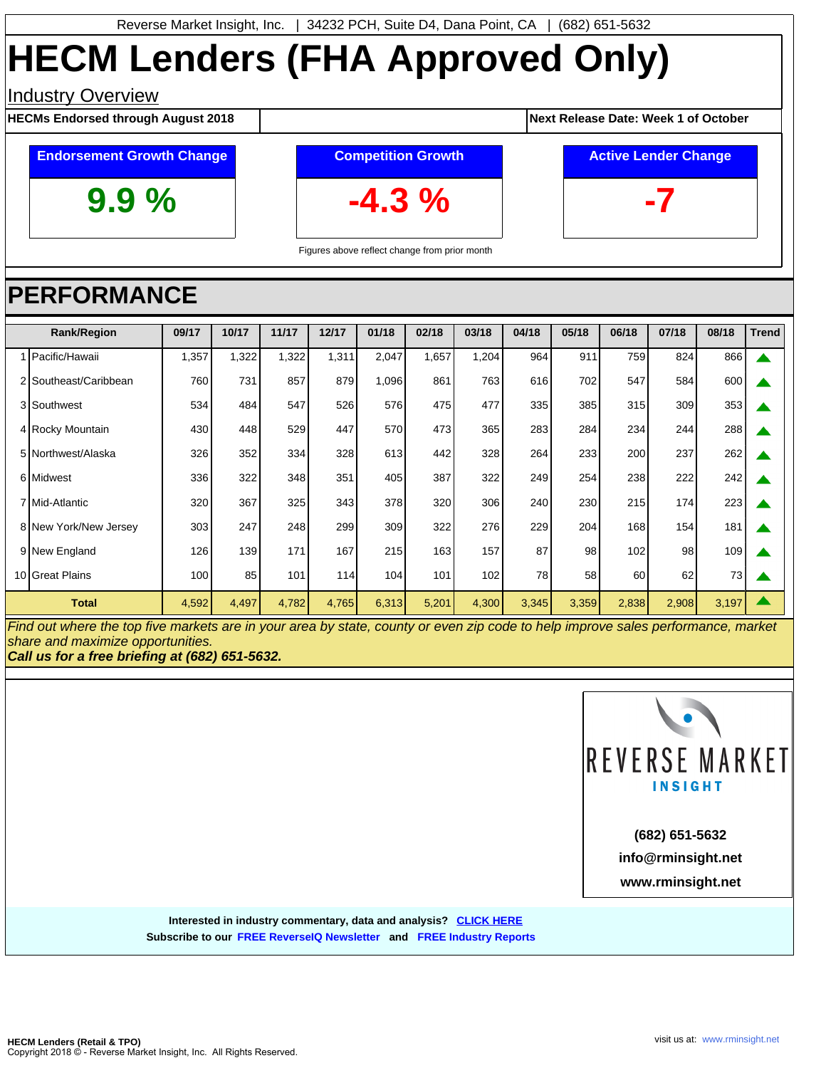Reverse Market Insight, Inc. | 34232 PCH, Suite D4, Dana Point, CA | (682) 651-5632

# HECM Lenders (FHA Approved Only)

## Industry Overview

**HECMs Endorsed through August 2018** | **Next Release Date: Week 1 of October**

| Endorsement Growth Change | Competition Growth | Active Lender Change |
|---|---|---|
| 9.9 % | -4.3 % | -7 |

Figures above reflect change from prior month

## PERFORMANCE

| Rank/Region | | 09/17 | 10/17 | 11/17 | 12/17 | 01/18 | 02/18 | 03/18 | 04/18 | 05/18 | 06/18 | 07/18 | 08/18 | Trend |
|---|---|---|---|---|---|---|---|---|---|---|---|---|---|---|
| 1 | Pacific/Hawaii | 1,357 | 1,322 | 1,322 | 1,311 | 2,047 | 1,657 | 1,204 | 964 | 911 | 759 | 824 | 866 | ▲ |
| 2 | Southeast/Caribbean | 760 | 731 | 857 | 879 | 1,096 | 861 | 763 | 616 | 702 | 547 | 584 | 600 | ▲ |
| 3 | Southwest | 534 | 484 | 547 | 526 | 576 | 475 | 477 | 335 | 385 | 315 | 309 | 353 | ▲ |
| 4 | Rocky Mountain | 430 | 448 | 529 | 447 | 570 | 473 | 365 | 283 | 284 | 234 | 244 | 288 | ▲ |
| 5 | Northwest/Alaska | 326 | 352 | 334 | 328 | 613 | 442 | 328 | 264 | 233 | 200 | 237 | 262 | ▲ |
| 6 | Midwest | 336 | 322 | 348 | 351 | 405 | 387 | 322 | 249 | 254 | 238 | 222 | 242 | ▲ |
| 7 | Mid-Atlantic | 320 | 367 | 325 | 343 | 378 | 320 | 306 | 240 | 230 | 215 | 174 | 223 | ▲ |
| 8 | New York/New Jersey | 303 | 247 | 248 | 299 | 309 | 322 | 276 | 229 | 204 | 168 | 154 | 181 | ▲ |
| 9 | New England | 126 | 139 | 171 | 167 | 215 | 163 | 157 | 87 | 98 | 102 | 98 | 109 | ▲ |
| 10 | Great Plains | 100 | 85 | 101 | 114 | 104 | 101 | 102 | 78 | 58 | 60 | 62 | 73 | ▲ |
| **Total** | | 4,592 | 4,497 | 4,782 | 4,765 | 6,313 | 5,201 | 4,300 | 3,345 | 3,359 | 2,838 | 2,908 | 3,197 | ▲ |

*Find out where the top five markets are in your area by state, county or even zip code to help improve sales performance, market share and maximize opportunities.*
***Call us for a free briefing at (682) 651-5632.***

REVERSE MARKET INSIGHT

**(682) 651-5632**
**info@rminsight.net**
**www.rminsight.net**

**Interested in industry commentary, data and analysis? CLICK HERE**
**Subscribe to our FREE ReverseIQ Newsletter and FREE Industry Reports**

**HECM Lenders (Retail & TPO)**
Copyright 2018 © - Reverse Market Insight, Inc. All Rights Reserved.

visit us at: www.rminsight.net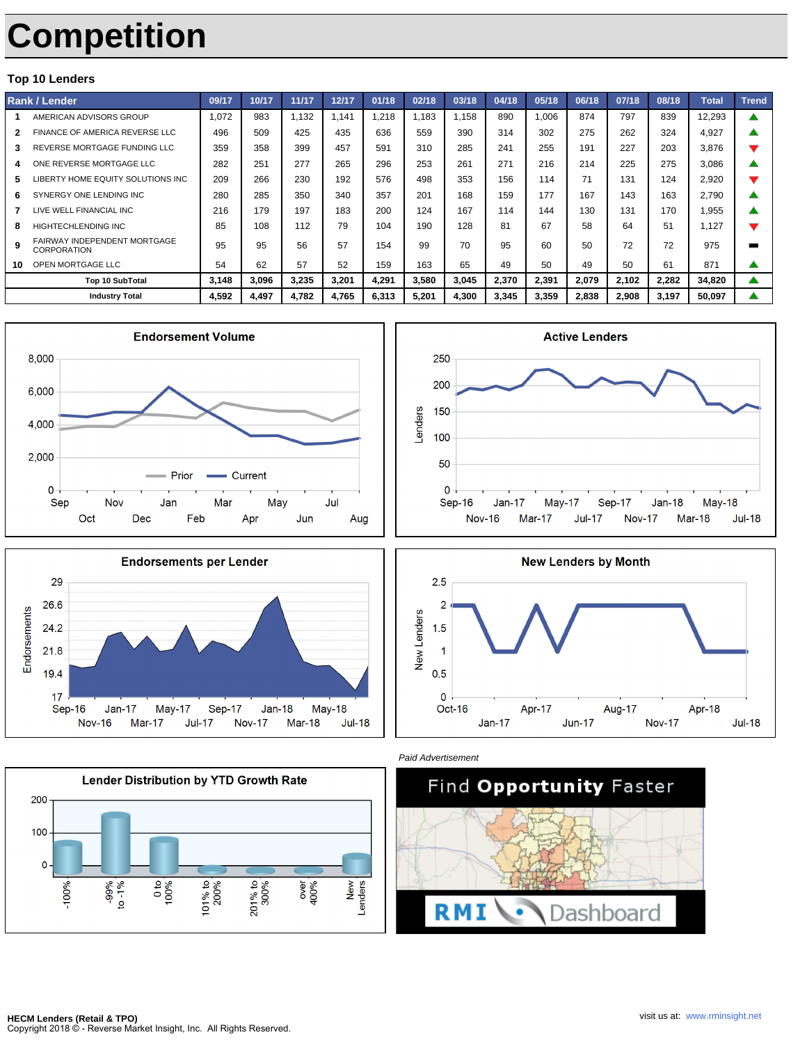# Competition

## Top 10 Lenders

| Rank / Lender | | 09/17 | 10/17 | 11/17 | 12/17 | 01/18 | 02/18 | 03/18 | 04/18 | 05/18 | 06/18 | 07/18 | 08/18 | Total | Trend |
|---|---|---|---|---|---|---|---|---|---|---|---|---|---|---|---|
| 1 | AMERICAN ADVISORS GROUP | 1,072 | 983 | 1,132 | 1,141 | 1,218 | 1,183 | 1,158 | 890 | 1,006 | 874 | 797 | 839 | 12,293 | ▲ |
| 2 | FINANCE OF AMERICA REVERSE LLC | 496 | 509 | 425 | 435 | 636 | 559 | 390 | 314 | 302 | 275 | 262 | 324 | 4,927 | ▲ |
| 3 | REVERSE MORTGAGE FUNDING LLC | 359 | 358 | 399 | 457 | 591 | 310 | 285 | 241 | 255 | 191 | 227 | 203 | 3,876 | ▼ |
| 4 | ONE REVERSE MORTGAGE LLC | 282 | 251 | 277 | 265 | 296 | 253 | 261 | 271 | 216 | 214 | 225 | 275 | 3,086 | ▲ |
| 5 | LIBERTY HOME EQUITY SOLUTIONS INC | 209 | 266 | 230 | 192 | 576 | 498 | 353 | 156 | 114 | 71 | 131 | 124 | 2,920 | ▼ |
| 6 | SYNERGY ONE LENDING INC | 280 | 285 | 350 | 340 | 357 | 201 | 168 | 159 | 177 | 167 | 143 | 163 | 2,790 | ▲ |
| 7 | LIVE WELL FINANCIAL INC | 216 | 179 | 197 | 183 | 200 | 124 | 167 | 114 | 144 | 130 | 131 | 170 | 1,955 | ▲ |
| 8 | HIGHTECHLENDING INC | 85 | 108 | 112 | 79 | 104 | 190 | 128 | 81 | 67 | 58 | 64 | 51 | 1,127 | ▼ |
| 9 | FAIRWAY INDEPENDENT MORTGAGE CORPORATION | 95 | 95 | 56 | 57 | 154 | 99 | 70 | 95 | 60 | 50 | 72 | 72 | 975 | ▬ |
| 10 | OPEN MORTGAGE LLC | 54 | 62 | 57 | 52 | 159 | 163 | 65 | 49 | 50 | 49 | 50 | 61 | 871 | ▲ |
| | **Top 10 SubTotal** | **3,148** | **3,096** | **3,235** | **3,201** | **4,291** | **3,580** | **3,045** | **2,370** | **2,391** | **2,079** | **2,102** | **2,282** | **34,820** | ▲ |
| | **Industry Total** | **4,592** | **4,497** | **4,782** | **4,765** | **6,313** | **5,201** | **4,300** | **3,345** | **3,359** | **2,838** | **2,908** | **3,197** | **50,097** | ▲ |

### Endorsement Volume

### Active Lenders

### Endorsements per Lender

### New Lenders by Month

### Lender Distribution by YTD Growth Rate

*Paid Advertisement*

Find **Opportunity** Faster

RMI Dashboard

**HECM Lenders (Retail & TPO)**
Copyright 2018 © - Reverse Market Insight, Inc. All Rights Reserved.

visit us at: www.rminsight.net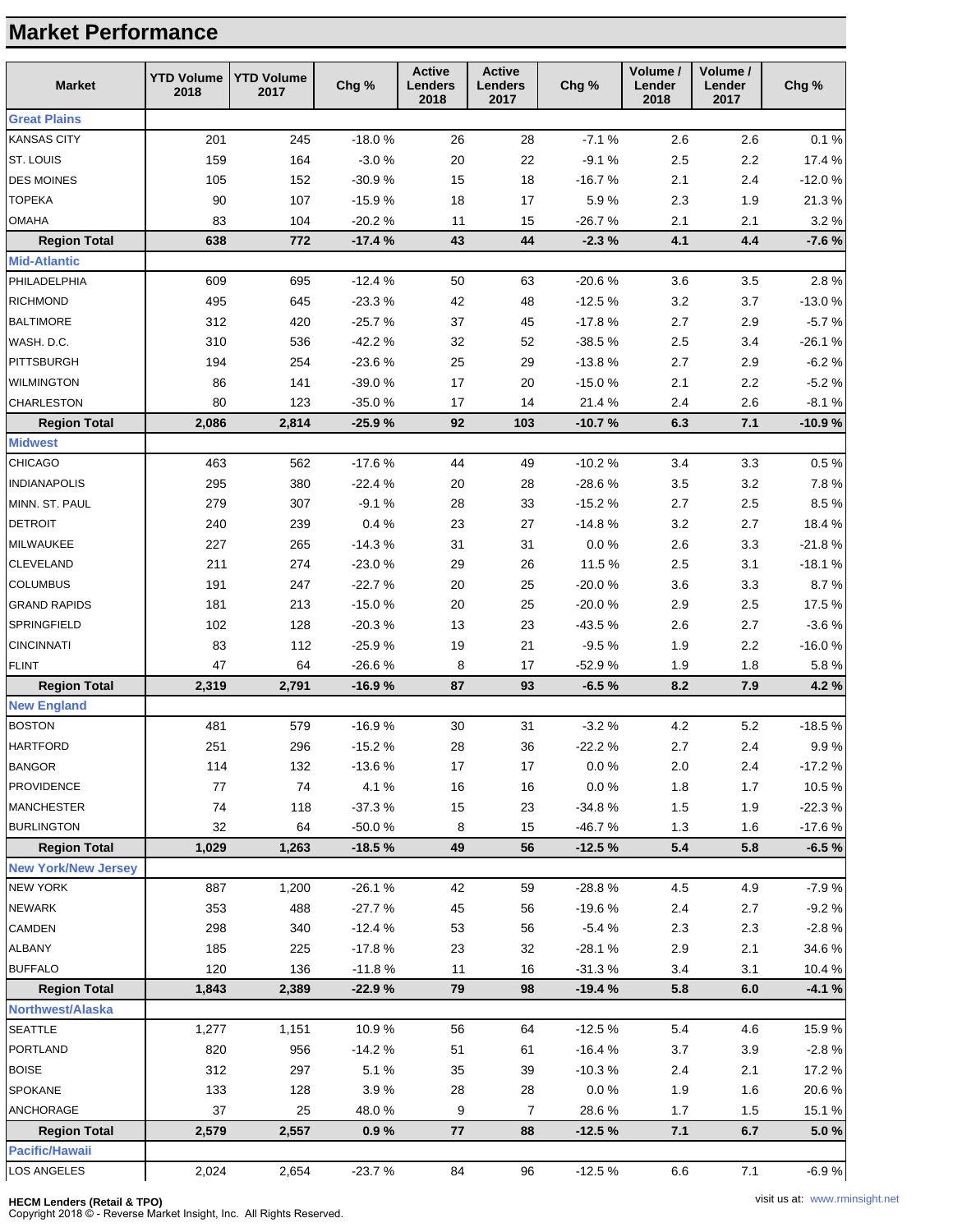## Market Performance

| Market | YTD Volume 2018 | YTD Volume 2017 | Chg % | Active Lenders 2018 | Active Lenders 2017 | Chg % | Volume / Lender 2018 | Volume / Lender 2017 | Chg % |
|---|---|---|---|---|---|---|---|---|---|
| **Great Plains** | | | | | | | | | |
| KANSAS CITY | 201 | 245 | -18.0 % | 26 | 28 | -7.1 % | 2.6 | 2.6 | 0.1 % |
| ST. LOUIS | 159 | 164 | -3.0 % | 20 | 22 | -9.1 % | 2.5 | 2.2 | 17.4 % |
| DES MOINES | 105 | 152 | -30.9 % | 15 | 18 | -16.7 % | 2.1 | 2.4 | -12.0 % |
| TOPEKA | 90 | 107 | -15.9 % | 18 | 17 | 5.9 % | 2.3 | 1.9 | 21.3 % |
| OMAHA | 83 | 104 | -20.2 % | 11 | 15 | -26.7 % | 2.1 | 2.1 | 3.2 % |
| **Region Total** | **638** | **772** | **-17.4 %** | **43** | **44** | **-2.3 %** | **4.1** | **4.4** | **-7.6 %** |
| **Mid-Atlantic** | | | | | | | | | |
| PHILADELPHIA | 609 | 695 | -12.4 % | 50 | 63 | -20.6 % | 3.6 | 3.5 | 2.8 % |
| RICHMOND | 495 | 645 | -23.3 % | 42 | 48 | -12.5 % | 3.2 | 3.7 | -13.0 % |
| BALTIMORE | 312 | 420 | -25.7 % | 37 | 45 | -17.8 % | 2.7 | 2.9 | -5.7 % |
| WASH. D.C. | 310 | 536 | -42.2 % | 32 | 52 | -38.5 % | 2.5 | 3.4 | -26.1 % |
| PITTSBURGH | 194 | 254 | -23.6 % | 25 | 29 | -13.8 % | 2.7 | 2.9 | -6.2 % |
| WILMINGTON | 86 | 141 | -39.0 % | 17 | 20 | -15.0 % | 2.1 | 2.2 | -5.2 % |
| CHARLESTON | 80 | 123 | -35.0 % | 17 | 14 | 21.4 % | 2.4 | 2.6 | -8.1 % |
| **Region Total** | **2,086** | **2,814** | **-25.9 %** | **92** | **103** | **-10.7 %** | **6.3** | **7.1** | **-10.9 %** |
| **Midwest** | | | | | | | | | |
| CHICAGO | 463 | 562 | -17.6 % | 44 | 49 | -10.2 % | 3.4 | 3.3 | 0.5 % |
| INDIANAPOLIS | 295 | 380 | -22.4 % | 20 | 28 | -28.6 % | 3.5 | 3.2 | 7.8 % |
| MINN. ST. PAUL | 279 | 307 | -9.1 % | 28 | 33 | -15.2 % | 2.7 | 2.5 | 8.5 % |
| DETROIT | 240 | 239 | 0.4 % | 23 | 27 | -14.8 % | 3.2 | 2.7 | 18.4 % |
| MILWAUKEE | 227 | 265 | -14.3 % | 31 | 31 | 0.0 % | 2.6 | 3.3 | -21.8 % |
| CLEVELAND | 211 | 274 | -23.0 % | 29 | 26 | 11.5 % | 2.5 | 3.1 | -18.1 % |
| COLUMBUS | 191 | 247 | -22.7 % | 20 | 25 | -20.0 % | 3.6 | 3.3 | 8.7 % |
| GRAND RAPIDS | 181 | 213 | -15.0 % | 20 | 25 | -20.0 % | 2.9 | 2.5 | 17.5 % |
| SPRINGFIELD | 102 | 128 | -20.3 % | 13 | 23 | -43.5 % | 2.6 | 2.7 | -3.6 % |
| CINCINNATI | 83 | 112 | -25.9 % | 19 | 21 | -9.5 % | 1.9 | 2.2 | -16.0 % |
| FLINT | 47 | 64 | -26.6 % | 8 | 17 | -52.9 % | 1.9 | 1.8 | 5.8 % |
| **Region Total** | **2,319** | **2,791** | **-16.9 %** | **87** | **93** | **-6.5 %** | **8.2** | **7.9** | **4.2 %** |
| **New England** | | | | | | | | | |
| BOSTON | 481 | 579 | -16.9 % | 30 | 31 | -3.2 % | 4.2 | 5.2 | -18.5 % |
| HARTFORD | 251 | 296 | -15.2 % | 28 | 36 | -22.2 % | 2.7 | 2.4 | 9.9 % |
| BANGOR | 114 | 132 | -13.6 % | 17 | 17 | 0.0 % | 2.0 | 2.4 | -17.2 % |
| PROVIDENCE | 77 | 74 | 4.1 % | 16 | 16 | 0.0 % | 1.8 | 1.7 | 10.5 % |
| MANCHESTER | 74 | 118 | -37.3 % | 15 | 23 | -34.8 % | 1.5 | 1.9 | -22.3 % |
| BURLINGTON | 32 | 64 | -50.0 % | 8 | 15 | -46.7 % | 1.3 | 1.6 | -17.6 % |
| **Region Total** | **1,029** | **1,263** | **-18.5 %** | **49** | **56** | **-12.5 %** | **5.4** | **5.8** | **-6.5 %** |
| **New York/New Jersey** | | | | | | | | | |
| NEW YORK | 887 | 1,200 | -26.1 % | 42 | 59 | -28.8 % | 4.5 | 4.9 | -7.9 % |
| NEWARK | 353 | 488 | -27.7 % | 45 | 56 | -19.6 % | 2.4 | 2.7 | -9.2 % |
| CAMDEN | 298 | 340 | -12.4 % | 53 | 56 | -5.4 % | 2.3 | 2.3 | -2.8 % |
| ALBANY | 185 | 225 | -17.8 % | 23 | 32 | -28.1 % | 2.9 | 2.1 | 34.6 % |
| BUFFALO | 120 | 136 | -11.8 % | 11 | 16 | -31.3 % | 3.4 | 3.1 | 10.4 % |
| **Region Total** | **1,843** | **2,389** | **-22.9 %** | **79** | **98** | **-19.4 %** | **5.8** | **6.0** | **-4.1 %** |
| **Northwest/Alaska** | | | | | | | | | |
| SEATTLE | 1,277 | 1,151 | 10.9 % | 56 | 64 | -12.5 % | 5.4 | 4.6 | 15.9 % |
| PORTLAND | 820 | 956 | -14.2 % | 51 | 61 | -16.4 % | 3.7 | 3.9 | -2.8 % |
| BOISE | 312 | 297 | 5.1 % | 35 | 39 | -10.3 % | 2.4 | 2.1 | 17.2 % |
| SPOKANE | 133 | 128 | 3.9 % | 28 | 28 | 0.0 % | 1.9 | 1.6 | 20.6 % |
| ANCHORAGE | 37 | 25 | 48.0 % | 9 | 7 | 28.6 % | 1.7 | 1.5 | 15.1 % |
| **Region Total** | **2,579** | **2,557** | **0.9 %** | **77** | **88** | **-12.5 %** | **7.1** | **6.7** | **5.0 %** |
| **Pacific/Hawaii** | | | | | | | | | |
| LOS ANGELES | 2,024 | 2,654 | -23.7 % | 84 | 96 | -12.5 % | 6.6 | 7.1 | -6.9 % |

**HECM Lenders (Retail & TPO)**
Copyright 2018 © - Reverse Market Insight, Inc. All Rights Reserved.

visit us at: www.rminsight.net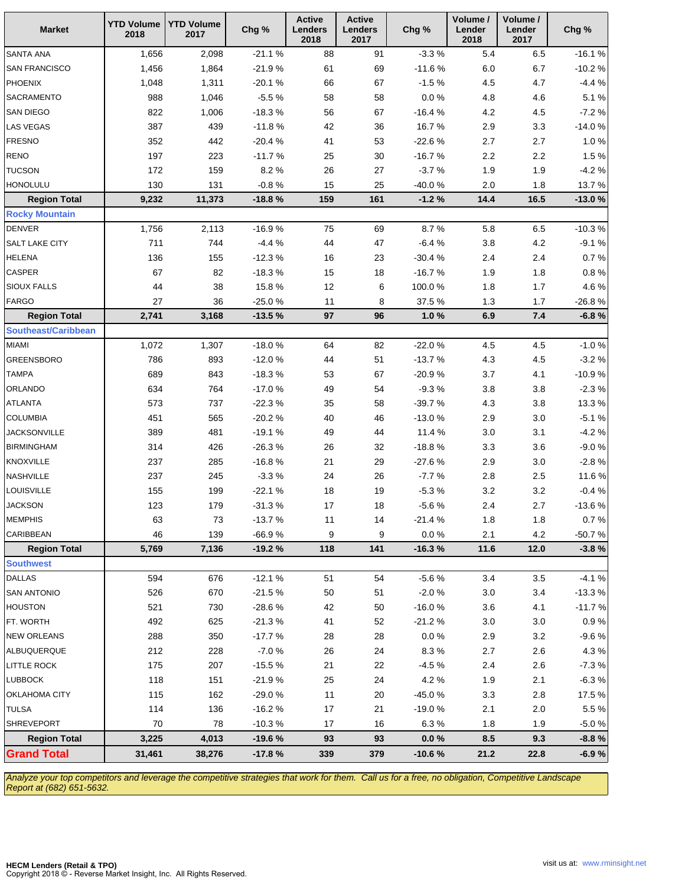| Market | YTD Volume 2018 | YTD Volume 2017 | Chg % | Active Lenders 2018 | Active Lenders 2017 | Chg % | Volume / Lender 2018 | Volume / Lender 2017 | Chg % |
|---|---|---|---|---|---|---|---|---|---|
| SANTA ANA | 1,656 | 2,098 | -21.1 % | 88 | 91 | -3.3 % | 5.4 | 6.5 | -16.1 % |
| SAN FRANCISCO | 1,456 | 1,864 | -21.9 % | 61 | 69 | -11.6 % | 6.0 | 6.7 | -10.2 % |
| PHOENIX | 1,048 | 1,311 | -20.1 % | 66 | 67 | -1.5 % | 4.5 | 4.7 | -4.4 % |
| SACRAMENTO | 988 | 1,046 | -5.5 % | 58 | 58 | 0.0 % | 4.8 | 4.6 | 5.1 % |
| SAN DIEGO | 822 | 1,006 | -18.3 % | 56 | 67 | -16.4 % | 4.2 | 4.5 | -7.2 % |
| LAS VEGAS | 387 | 439 | -11.8 % | 42 | 36 | 16.7 % | 2.9 | 3.3 | -14.0 % |
| FRESNO | 352 | 442 | -20.4 % | 41 | 53 | -22.6 % | 2.7 | 2.7 | 1.0 % |
| RENO | 197 | 223 | -11.7 % | 25 | 30 | -16.7 % | 2.2 | 2.2 | 1.5 % |
| TUCSON | 172 | 159 | 8.2 % | 26 | 27 | -3.7 % | 1.9 | 1.9 | -4.2 % |
| HONOLULU | 130 | 131 | -0.8 % | 15 | 25 | -40.0 % | 2.0 | 1.8 | 13.7 % |
| **Region Total** | **9,232** | **11,373** | **-18.8 %** | **159** | **161** | **-1.2 %** | **14.4** | **16.5** | **-13.0 %** |
| **Rocky Mountain** | | | | | | | | | |
| DENVER | 1,756 | 2,113 | -16.9 % | 75 | 69 | 8.7 % | 5.8 | 6.5 | -10.3 % |
| SALT LAKE CITY | 711 | 744 | -4.4 % | 44 | 47 | -6.4 % | 3.8 | 4.2 | -9.1 % |
| HELENA | 136 | 155 | -12.3 % | 16 | 23 | -30.4 % | 2.4 | 2.4 | 0.7 % |
| CASPER | 67 | 82 | -18.3 % | 15 | 18 | -16.7 % | 1.9 | 1.8 | 0.8 % |
| SIOUX FALLS | 44 | 38 | 15.8 % | 12 | 6 | 100.0 % | 1.8 | 1.7 | 4.6 % |
| FARGO | 27 | 36 | -25.0 % | 11 | 8 | 37.5 % | 1.3 | 1.7 | -26.8 % |
| **Region Total** | **2,741** | **3,168** | **-13.5 %** | **97** | **96** | **1.0 %** | **6.9** | **7.4** | **-6.8 %** |
| **Southeast/Caribbean** | | | | | | | | | |
| MIAMI | 1,072 | 1,307 | -18.0 % | 64 | 82 | -22.0 % | 4.5 | 4.5 | -1.0 % |
| GREENSBORO | 786 | 893 | -12.0 % | 44 | 51 | -13.7 % | 4.3 | 4.5 | -3.2 % |
| TAMPA | 689 | 843 | -18.3 % | 53 | 67 | -20.9 % | 3.7 | 4.1 | -10.9 % |
| ORLANDO | 634 | 764 | -17.0 % | 49 | 54 | -9.3 % | 3.8 | 3.8 | -2.3 % |
| ATLANTA | 573 | 737 | -22.3 % | 35 | 58 | -39.7 % | 4.3 | 3.8 | 13.3 % |
| COLUMBIA | 451 | 565 | -20.2 % | 40 | 46 | -13.0 % | 2.9 | 3.0 | -5.1 % |
| JACKSONVILLE | 389 | 481 | -19.1 % | 49 | 44 | 11.4 % | 3.0 | 3.1 | -4.2 % |
| BIRMINGHAM | 314 | 426 | -26.3 % | 26 | 32 | -18.8 % | 3.3 | 3.6 | -9.0 % |
| KNOXVILLE | 237 | 285 | -16.8 % | 21 | 29 | -27.6 % | 2.9 | 3.0 | -2.8 % |
| NASHVILLE | 237 | 245 | -3.3 % | 24 | 26 | -7.7 % | 2.8 | 2.5 | 11.6 % |
| LOUISVILLE | 155 | 199 | -22.1 % | 18 | 19 | -5.3 % | 3.2 | 3.2 | -0.4 % |
| JACKSON | 123 | 179 | -31.3 % | 17 | 18 | -5.6 % | 2.4 | 2.7 | -13.6 % |
| MEMPHIS | 63 | 73 | -13.7 % | 11 | 14 | -21.4 % | 1.8 | 1.8 | 0.7 % |
| CARIBBEAN | 46 | 139 | -66.9 % | 9 | 9 | 0.0 % | 2.1 | 4.2 | -50.7 % |
| **Region Total** | **5,769** | **7,136** | **-19.2 %** | **118** | **141** | **-16.3 %** | **11.6** | **12.0** | **-3.8 %** |
| **Southwest** | | | | | | | | | |
| DALLAS | 594 | 676 | -12.1 % | 51 | 54 | -5.6 % | 3.4 | 3.5 | -4.1 % |
| SAN ANTONIO | 526 | 670 | -21.5 % | 50 | 51 | -2.0 % | 3.0 | 3.4 | -13.3 % |
| HOUSTON | 521 | 730 | -28.6 % | 42 | 50 | -16.0 % | 3.6 | 4.1 | -11.7 % |
| FT. WORTH | 492 | 625 | -21.3 % | 41 | 52 | -21.2 % | 3.0 | 3.0 | 0.9 % |
| NEW ORLEANS | 288 | 350 | -17.7 % | 28 | 28 | 0.0 % | 2.9 | 3.2 | -9.6 % |
| ALBUQUERQUE | 212 | 228 | -7.0 % | 26 | 24 | 8.3 % | 2.7 | 2.6 | 4.3 % |
| LITTLE ROCK | 175 | 207 | -15.5 % | 21 | 22 | -4.5 % | 2.4 | 2.6 | -7.3 % |
| LUBBOCK | 118 | 151 | -21.9 % | 25 | 24 | 4.2 % | 1.9 | 2.1 | -6.3 % |
| OKLAHOMA CITY | 115 | 162 | -29.0 % | 11 | 20 | -45.0 % | 3.3 | 2.8 | 17.5 % |
| TULSA | 114 | 136 | -16.2 % | 17 | 21 | -19.0 % | 2.1 | 2.0 | 5.5 % |
| SHREVEPORT | 70 | 78 | -10.3 % | 17 | 16 | 6.3 % | 1.8 | 1.9 | -5.0 % |
| **Region Total** | **3,225** | **4,013** | **-19.6 %** | **93** | **93** | **0.0 %** | **8.5** | **9.3** | **-8.8 %** |
| **Grand Total** | **31,461** | **38,276** | **-17.8 %** | **339** | **379** | **-10.6 %** | **21.2** | **22.8** | **-6.9 %** |

*Analyze your top competitors and leverage the competitive strategies that work for them. Call us for a free, no obligation, Competitive Landscape Report at (682) 651-5632.*

**HECM Lenders (Retail & TPO)**
Copyright 2018 © - Reverse Market Insight, Inc. All Rights Reserved.

visit us at: www.rminsight.net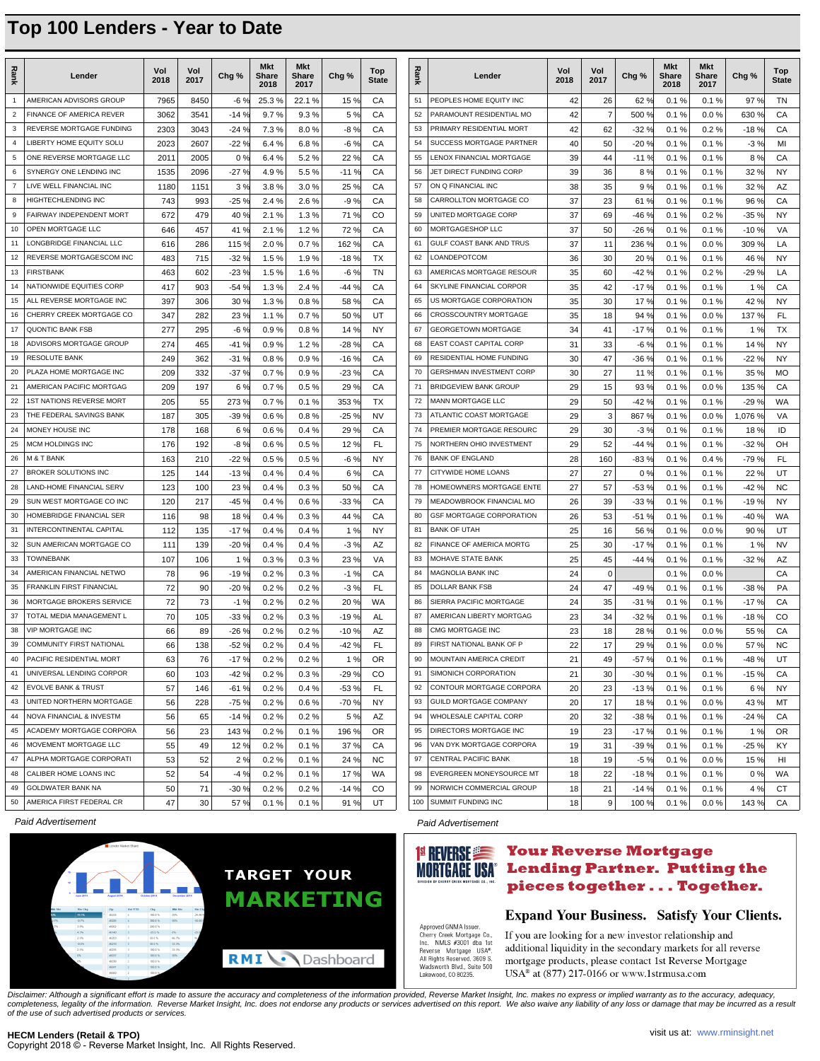# Top 100 Lenders - Year to Date

| Rank | Lender | Vol 2018 | Vol 2017 | Chg % | Mkt Share 2018 | Mkt Share 2017 | Chg % | Top State |
|---|---|---|---|---|---|---|---|---|
| 1 | AMERICAN ADVISORS GROUP | 7965 | 8450 | -6 % | 25.3 % | 22.1 % | 15 % | CA |
| 2 | FINANCE OF AMERICA REVER | 3062 | 3541 | -14 % | 9.7 % | 9.3 % | 5 % | CA |
| 3 | REVERSE MORTGAGE FUNDING | 2303 | 3043 | -24 % | 7.3 % | 8.0 % | -8 % | CA |
| 4 | LIBERTY HOME EQUITY SOLU | 2023 | 2607 | -22 % | 6.4 % | 6.8 % | -6 % | CA |
| 5 | ONE REVERSE MORTGAGE LLC | 2011 | 2005 | 0 % | 6.4 % | 5.2 % | 22 % | CA |
| 6 | SYNERGY ONE LENDING INC | 1535 | 2096 | -27 % | 4.9 % | 5.5 % | -11 % | CA |
| 7 | LIVE WELL FINANCIAL INC | 1180 | 1151 | 3 % | 3.8 % | 3.0 % | 25 % | CA |
| 8 | HIGHTECHLENDING INC | 743 | 993 | -25 % | 2.4 % | 2.6 % | -9 % | CA |
| 9 | FAIRWAY INDEPENDENT MORT | 672 | 479 | 40 % | 2.1 % | 1.3 % | 71 % | CO |
| 10 | OPEN MORTGAGE LLC | 646 | 457 | 41 % | 2.1 % | 1.2 % | 72 % | CA |
| 11 | LONGBRIDGE FINANCIAL LLC | 616 | 286 | 115 % | 2.0 % | 0.7 % | 162 % | CA |
| 12 | REVERSE MORTGAGESCOM INC | 483 | 715 | -32 % | 1.5 % | 1.9 % | -18 % | TX |
| 13 | FIRSTBANK | 463 | 602 | -23 % | 1.5 % | 1.6 % | -6 % | TN |
| 14 | NATIONWIDE EQUITIES CORP | 417 | 903 | -54 % | 1.3 % | 2.4 % | -44 % | CA |
| 15 | ALL REVERSE MORTGAGE INC | 397 | 306 | 30 % | 1.3 % | 0.8 % | 58 % | CA |
| 16 | CHERRY CREEK MORTGAGE CO | 347 | 282 | 23 % | 1.1 % | 0.7 % | 50 % | UT |
| 17 | QUONTIC BANK FSB | 277 | 295 | -6 % | 0.9 % | 0.8 % | 14 % | NY |
| 18 | ADVISORS MORTGAGE GROUP | 274 | 465 | -41 % | 0.9 % | 1.2 % | -28 % | CA |
| 19 | RESOLUTE BANK | 249 | 362 | -31 % | 0.8 % | 0.9 % | -16 % | CA |
| 20 | PLAZA HOME MORTGAGE INC | 209 | 332 | -37 % | 0.7 % | 0.9 % | -23 % | CA |
| 21 | AMERICAN PACIFIC MORTGAG | 209 | 197 | 6 % | 0.7 % | 0.5 % | 29 % | CA |
| 22 | 1ST NATIONS REVERSE MORT | 205 | 55 | 273 % | 0.7 % | 0.1 % | 353 % | TX |
| 23 | THE FEDERAL SAVINGS BANK | 187 | 305 | -39 % | 0.6 % | 0.8 % | -25 % | NV |
| 24 | MONEY HOUSE INC | 178 | 168 | 6 % | 0.6 % | 0.4 % | 29 % | CA |
| 25 | MCM HOLDINGS INC | 176 | 192 | -8 % | 0.6 % | 0.5 % | 12 % | FL |
| 26 | M & T BANK | 163 | 210 | -22 % | 0.5 % | 0.5 % | -6 % | NY |
| 27 | BROKER SOLUTIONS INC | 125 | 144 | -13 % | 0.4 % | 0.4 % | 6 % | CA |
| 28 | LAND-HOME FINANCIAL SERV | 123 | 100 | 23 % | 0.4 % | 0.3 % | 50 % | CA |
| 29 | SUN WEST MORTGAGE CO INC | 120 | 217 | -45 % | 0.4 % | 0.6 % | -33 % | CA |
| 30 | HOMEBRIDGE FINANCIAL SER | 116 | 98 | 18 % | 0.4 % | 0.3 % | 44 % | CA |
| 31 | INTERCONTINENTAL CAPITAL | 112 | 135 | -17 % | 0.4 % | 0.4 % | 1 % | NY |
| 32 | SUN AMERICAN MORTGAGE CO | 111 | 139 | -20 % | 0.4 % | 0.4 % | -3 % | AZ |
| 33 | TOWNEBANK | 107 | 106 | 1 % | 0.3 % | 0.3 % | 23 % | VA |
| 34 | AMERICAN FINANCIAL NETWO | 78 | 96 | -19 % | 0.2 % | 0.3 % | -1 % | CA |
| 35 | FRANKLIN FIRST FINANCIAL | 72 | 90 | -20 % | 0.2 % | 0.2 % | -3 % | FL |
| 36 | MORTGAGE BROKERS SERVICE | 72 | 73 | -1 % | 0.2 % | 0.2 % | 20 % | WA |
| 37 | TOTAL MEDIA MANAGEMENT L | 70 | 105 | -33 % | 0.2 % | 0.3 % | -19 % | AL |
| 38 | VIP MORTGAGE INC | 66 | 89 | -26 % | 0.2 % | 0.2 % | -10 % | AZ |
| 39 | COMMUNITY FIRST NATIONAL | 66 | 138 | -52 % | 0.2 % | 0.4 % | -42 % | FL |
| 40 | PACIFIC RESIDENTIAL MORT | 63 | 76 | -17 % | 0.2 % | 0.2 % | 1 % | OR |
| 41 | UNIVERSAL LENDING CORPOR | 60 | 103 | -42 % | 0.2 % | 0.3 % | -29 % | CO |
| 42 | EVOLVE BANK & TRUST | 57 | 146 | -61 % | 0.2 % | 0.4 % | -53 % | FL |
| 43 | UNITED NORTHERN MORTGAGE | 56 | 228 | -75 % | 0.2 % | 0.6 % | -70 % | NY |
| 44 | NOVA FINANCIAL & INVESTM | 56 | 65 | -14 % | 0.2 % | 0.2 % | 5 % | AZ |
| 45 | ACADEMY MORTGAGE CORPORA | 56 | 23 | 143 % | 0.2 % | 0.1 % | 196 % | OR |
| 46 | MOVEMENT MORTGAGE LLC | 55 | 49 | 12 % | 0.2 % | 0.1 % | 37 % | CA |
| 47 | ALPHA MORTGAGE CORPORATI | 53 | 52 | 2 % | 0.2 % | 0.1 % | 24 % | NC |
| 48 | CALIBER HOME LOANS INC | 52 | 54 | -4 % | 0.2 % | 0.1 % | 17 % | WA |
| 49 | GOLDWATER BANK NA | 50 | 71 | -30 % | 0.2 % | 0.2 % | -14 % | CO |
| 50 | AMERICA FIRST FEDERAL CR | 47 | 30 | 57 % | 0.1 % | 0.1 % | 91 % | UT |
| 51 | PEOPLES HOME EQUITY INC | 42 | 26 | 62 % | 0.1 % | 0.1 % | 97 % | TN |
| 52 | PARAMOUNT RESIDENTIAL MO | 42 | 7 | 500 % | 0.1 % | 0.0 % | 630 % | CA |
| 53 | PRIMARY RESIDENTIAL MORT | 42 | 62 | -32 % | 0.1 % | 0.2 % | -18 % | CA |
| 54 | SUCCESS MORTGAGE PARTNER | 40 | 50 | -20 % | 0.1 % | 0.1 % | -3 % | MI |
| 55 | LENOX FINANCIAL MORTGAGE | 39 | 44 | -11 % | 0.1 % | 0.1 % | 8 % | CA |
| 56 | JET DIRECT FUNDING CORP | 39 | 36 | 8 % | 0.1 % | 0.1 % | 32 % | NY |
| 57 | ON Q FINANCIAL INC | 38 | 35 | 9 % | 0.1 % | 0.1 % | 32 % | AZ |
| 58 | CARROLLTON MORTGAGE CO | 37 | 23 | 61 % | 0.1 % | 0.1 % | 96 % | CA |
| 59 | UNITED MORTGAGE CORP | 37 | 69 | -46 % | 0.1 % | 0.2 % | -35 % | NY |
| 60 | MORTGAGESHOP LLC | 37 | 50 | -26 % | 0.1 % | 0.1 % | -10 % | VA |
| 61 | GULF COAST BANK AND TRUS | 37 | 11 | 236 % | 0.1 % | 0.0 % | 309 % | LA |
| 62 | LOANDEPOTCOM | 36 | 30 | 20 % | 0.1 % | 0.1 % | 46 % | NY |
| 63 | AMERICAS MORTGAGE RESOUR | 35 | 60 | -42 % | 0.1 % | 0.2 % | -29 % | LA |
| 64 | SKYLINE FINANCIAL CORPOR | 35 | 42 | -17 % | 0.1 % | 0.1 % | 1 % | CA |
| 65 | US MORTGAGE CORPORATION | 35 | 30 | 17 % | 0.1 % | 0.1 % | 42 % | NY |
| 66 | CROSSCOUNTRY MORTGAGE | 35 | 18 | 94 % | 0.1 % | 0.0 % | 137 % | FL |
| 67 | GEORGETOWN MORTGAGE | 34 | 41 | -17 % | 0.1 % | 0.1 % | 1 % | TX |
| 68 | EAST COAST CAPITAL CORP | 31 | 33 | -6 % | 0.1 % | 0.1 % | 14 % | NY |
| 69 | RESIDENTIAL HOME FUNDING | 30 | 47 | -36 % | 0.1 % | 0.1 % | -22 % | NY |
| 70 | GERSHMAN INVESTMENT CORP | 30 | 27 | 11 % | 0.1 % | 0.1 % | 35 % | MO |
| 71 | BRIDGEVIEW BANK GROUP | 29 | 15 | 93 % | 0.1 % | 0.0 % | 135 % | CA |
| 72 | MANN MORTGAGE LLC | 29 | 50 | -42 % | 0.1 % | 0.1 % | -29 % | WA |
| 73 | ATLANTIC COAST MORTGAGE | 29 | 3 | 867 % | 0.1 % | 0.0 % | 1,076 % | VA |
| 74 | PREMIER MORTGAGE RESOURC | 29 | 30 | -3 % | 0.1 % | 0.1 % | 18 % | ID |
| 75 | NORTHERN OHIO INVESTMENT | 29 | 52 | -44 % | 0.1 % | 0.1 % | -32 % | OH |
| 76 | BANK OF ENGLAND | 28 | 160 | -83 % | 0.1 % | 0.4 % | -79 % | FL |
| 77 | CITYWIDE HOME LOANS | 27 | 27 | 0 % | 0.1 % | 0.1 % | 22 % | UT |
| 78 | HOMEOWNERS MORTGAGE ENTE | 27 | 57 | -53 % | 0.1 % | 0.1 % | -42 % | NC |
| 79 | MEADOWBROOK FINANCIAL MO | 26 | 39 | -33 % | 0.1 % | 0.1 % | -19 % | NY |
| 80 | GSF MORTGAGE CORPORATION | 26 | 53 | -51 % | 0.1 % | 0.1 % | -40 % | WA |
| 81 | BANK OF UTAH | 25 | 16 | 56 % | 0.1 % | 0.0 % | 90 % | UT |
| 82 | FINANCE OF AMERICA MORTG | 25 | 30 | -17 % | 0.1 % | 0.1 % | 1 % | NV |
| 83 | MOHAVE STATE BANK | 25 | 45 | -44 % | 0.1 % | 0.1 % | -32 % | AZ |
| 84 | MAGNOLIA BANK INC | 24 | 0 | | 0.1 % | 0.0 % | | CA |
| 85 | DOLLAR BANK FSB | 24 | 47 | -49 % | 0.1 % | 0.1 % | -38 % | PA |
| 86 | SIERRA PACIFIC MORTGAGE | 24 | 35 | -31 % | 0.1 % | 0.1 % | -17 % | CA |
| 87 | AMERICAN LIBERTY MORTGAG | 23 | 34 | -32 % | 0.1 % | 0.1 % | -18 % | CO |
| 88 | CMG MORTGAGE INC | 23 | 18 | 28 % | 0.1 % | 0.0 % | 55 % | CA |
| 89 | FIRST NATIONAL BANK OF P | 22 | 17 | 29 % | 0.1 % | 0.0 % | 57 % | NC |
| 90 | MOUNTAIN AMERICA CREDIT | 21 | 49 | -57 % | 0.1 % | 0.1 % | -48 % | UT |
| 91 | SIMONICH CORPORATION | 21 | 30 | -30 % | 0.1 % | 0.1 % | -15 % | CA |
| 92 | CONTOUR MORTGAGE CORPORA | 20 | 23 | -13 % | 0.1 % | 0.1 % | 6 % | NY |
| 93 | GUILD MORTGAGE COMPANY | 20 | 17 | 18 % | 0.1 % | 0.0 % | 43 % | MT |
| 94 | WHOLESALE CAPITAL CORP | 20 | 32 | -38 % | 0.1 % | 0.1 % | -24 % | CA |
| 95 | DIRECTORS MORTGAGE INC | 19 | 23 | -17 % | 0.1 % | 0.1 % | 1 % | OR |
| 96 | VAN DYK MORTGAGE CORPORA | 19 | 31 | -39 % | 0.1 % | 0.1 % | -25 % | KY |
| 97 | CENTRAL PACIFIC BANK | 18 | 19 | -5 % | 0.1 % | 0.0 % | 15 % | HI |
| 98 | EVERGREEN MONEYSOURCE MT | 18 | 22 | -18 % | 0.1 % | 0.1 % | 0 % | WA |
| 99 | NORWICH COMMERCIAL GROUP | 18 | 21 | -14 % | 0.1 % | 0.1 % | 4 % | CT |
| 100 | SUMMIT FUNDING INC | 18 | 9 | 100 % | 0.1 % | 0.0 % | 143 % | CA |

*Paid Advertisement*

TARGET YOUR MARKETING

RMI Dashboard

*Paid Advertisement*

1st REVERSE MORTGAGE USA® DIVISION OF CHERRY CREEK MORTGAGE CO., INC.

**Your Reverse Mortgage Lending Partner. Putting the pieces together . . . Together.**

**Expand Your Business. Satisfy Your Clients.**

Approved GNMA Issuer. Cherry Creek Mortgage Co., Inc. NMLS #3001 dba 1st Reverse Mortgage USA®. All Rights Reserved. 3609 S. Wadsworth Blvd., Suite 500 Lakewood, CO 80235.

If you are looking for a new investor relationship and additional liquidity in the secondary markets for all reverse mortgage products, please contact 1st Reverse Mortgage USA® at (877) 217-0166 or www.1strmusa.com

*Disclaimer: Although a significant effort is made to assure the accuracy and completeness of the information provided, Reverse Market Insight, Inc. makes no express or implied warranty as to the accuracy, adequacy, completeness, legality of the information. Reverse Market Insight, Inc. does not endorse any products or services advertised on this report. We also waive any liability of any loss or damage that may be incurred as a result of the use of such advertised products or services.*

**HECM Lenders (Retail & TPO)**

Copyright 2018 © - Reverse Market Insight, Inc. All Rights Reserved.

visit us at: www.rminsight.net